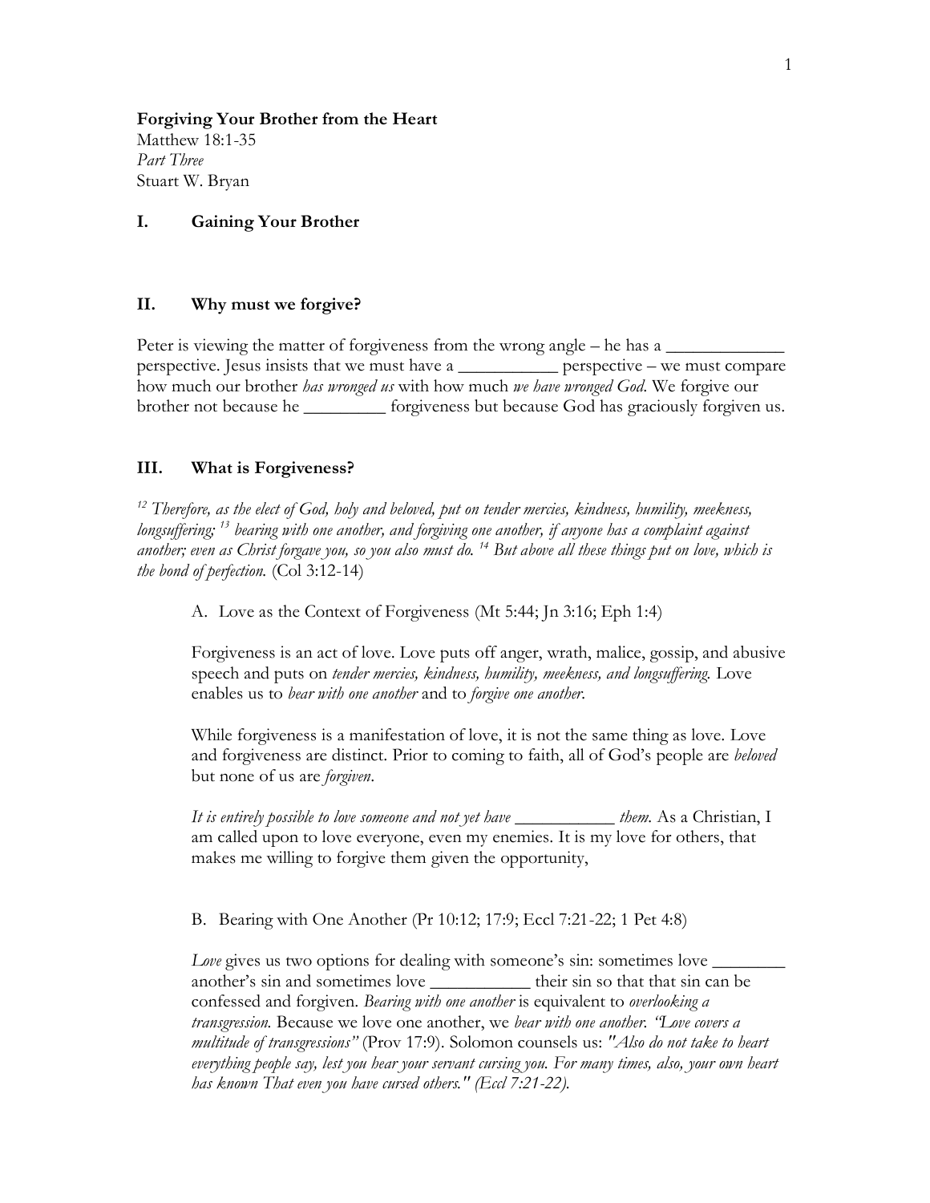**Forgiving Your Brother from the Heart**
Matthew 18:1-35
*Part Three*
Stuart W. Bryan

## I. Gaining Your Brother

## II. Why must we forgive?

Peter is viewing the matter of forgiveness from the wrong angle – he has a _____________ perspective. Jesus insists that we must have a ___________ perspective – we must compare how much our brother *has wronged us* with how much *we have wronged God*. We forgive our brother not because he _________ forgiveness but because God has graciously forgiven us.

## III. What is Forgiveness?

*[12] Therefore, as the elect of God, holy and beloved, put on tender mercies, kindness, humility, meekness, longsuffering; [13] bearing with one another, and forgiving one another, if anyone has a complaint against another; even as Christ forgave you, so you also must do. [14] But above all these things put on love, which is the bond of perfection.* (Col 3:12-14)

A. Love as the Context of Forgiveness (Mt 5:44; Jn 3:16; Eph 1:4)

Forgiveness is an act of love. Love puts off anger, wrath, malice, gossip, and abusive speech and puts on *tender mercies, kindness, humility, meekness, and longsuffering.* Love enables us to *bear with one another* and to *forgive one another.*

While forgiveness is a manifestation of love, it is not the same thing as love. Love and forgiveness are distinct. Prior to coming to faith, all of God's people are *beloved* but none of us are *forgiven*.

*It is entirely possible to love someone and not yet have* ___________ *them.* As a Christian, I am called upon to love everyone, even my enemies. It is my love for others, that makes me willing to forgive them given the opportunity,

B. Bearing with One Another (Pr 10:12; 17:9; Eccl 7:21-22; 1 Pet 4:8)

*Love* gives us two options for dealing with someone's sin: sometimes love ________ another's sin and sometimes love ___________ their sin so that that sin can be confessed and forgiven. *Bearing with one another* is equivalent to *overlooking a transgression.* Because we love one another, we *bear with one another. "Love covers a multitude of transgressions"* (Prov 17:9). Solomon counsels us: *"Also do not take to heart everything people say, lest you hear your servant cursing you. For many times, also, your own heart has known That even you have cursed others." (Eccl 7:21-22).*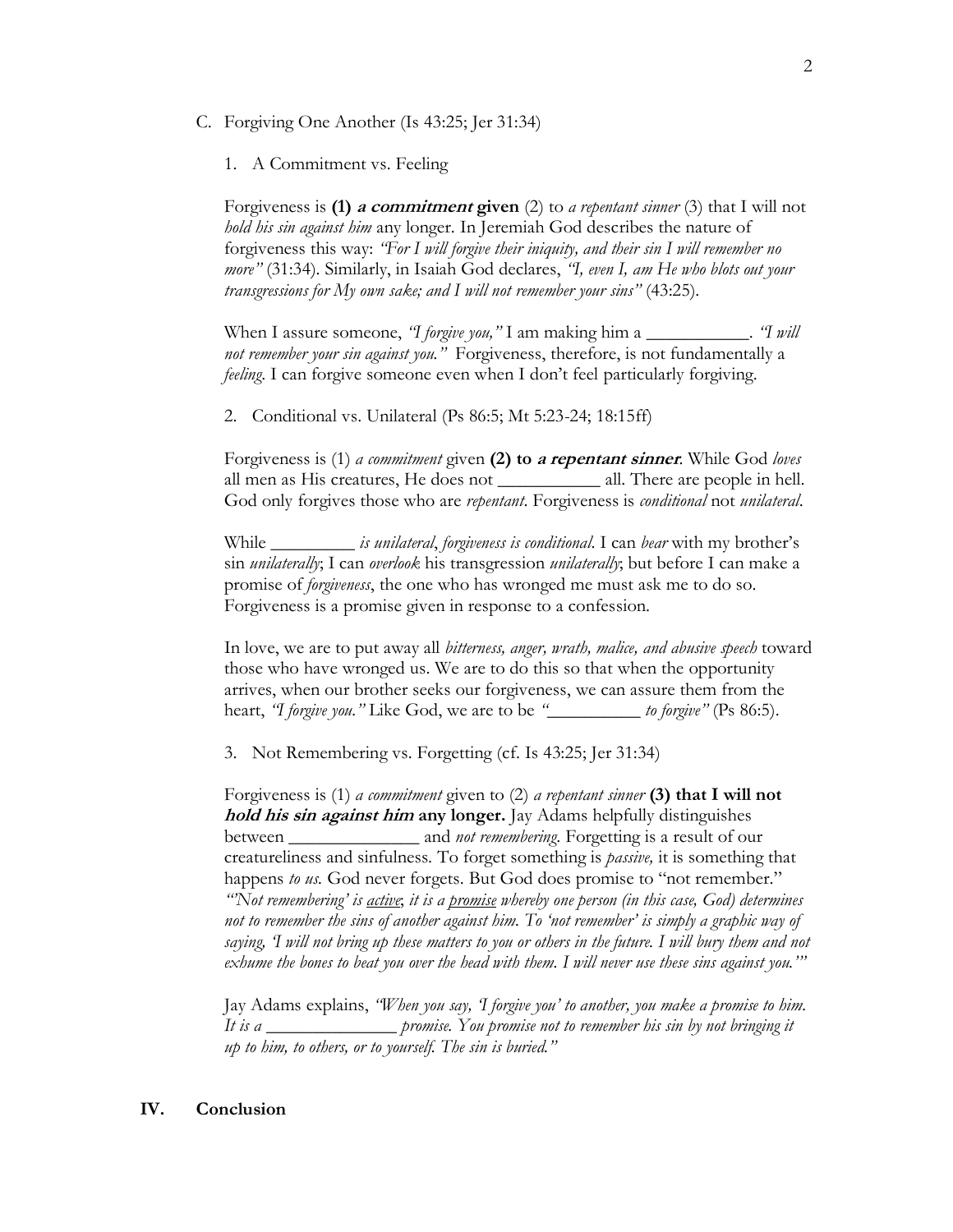C. Forgiving One Another (Is 43:25; Jer 31:34)

1. A Commitment vs. Feeling

Forgiveness is **(1) *a commitment* given** (2) to *a repentant sinner* (3) that I will not *hold his sin against him* any longer. In Jeremiah God describes the nature of forgiveness this way: *"For I will forgive their iniquity, and their sin I will remember no more"* (31:34). Similarly, in Isaiah God declares, *"I, even I, am He who blots out your transgressions for My own sake; and I will not remember your sins"* (43:25).

When I assure someone, *"I forgive you,"* I am making him a \_\_\_\_\_\_\_\_\_\_\_. *"I will not remember your sin against you."* Forgiveness, therefore, is not fundamentally a *feeling*. I can forgive someone even when I don't feel particularly forgiving.

2. Conditional vs. Unilateral (Ps 86:5; Mt 5:23-24; 18:15ff)

Forgiveness is (1) *a commitment* given **(2) to *a repentant sinner***. While God *loves* all men as His creatures, He does not \_\_\_\_\_\_\_\_\_\_\_ all. There are people in hell. God only forgives those who are *repentant*. Forgiveness is *conditional* not *unilateral*.

While \_\_\_\_\_\_\_\_\_ *is unilateral*, *forgiveness is conditional*. I can *bear* with my brother's sin *unilaterally*; I can *overlook* his transgression *unilaterally*; but before I can make a promise of *forgiveness*, the one who has wronged me must ask me to do so. Forgiveness is a promise given in response to a confession.

In love, we are to put away all *bitterness, anger, wrath, malice, and abusive speech* toward those who have wronged us. We are to do this so that when the opportunity arrives, when our brother seeks our forgiveness, we can assure them from the heart, *"I forgive you."* Like God, we are to be *"\_\_\_\_\_\_\_\_\_\_ to forgive"* (Ps 86:5).

3. Not Remembering vs. Forgetting (cf. Is 43:25; Jer 31:34)

Forgiveness is (1) *a commitment* given to (2) *a repentant sinner* **(3) that I will not *hold his sin against him* any longer.** Jay Adams helpfully distinguishes between \_\_\_\_\_\_\_\_\_\_\_\_\_\_ and *not remembering*. Forgetting is a result of our creatureliness and sinfulness. To forget something is *passive,* it is something that happens *to us.* God never forgets. But God does promise to "not remember." *"'Not remembering' is active, it is a promise whereby one person (in this case, God) determines not to remember the sins of another against him. To 'not remember' is simply a graphic way of saying, 'I will not bring up these matters to you or others in the future. I will bury them and not exhume the bones to beat you over the head with them. I will never use these sins against you.'"*

Jay Adams explains, *"When you say, 'I forgive you' to another, you make a promise to him. It is a \_\_\_\_\_\_\_\_\_\_\_\_\_\_ promise. You promise not to remember his sin by not bringing it up to him, to others, or to yourself. The sin is buried."*

## IV. Conclusion